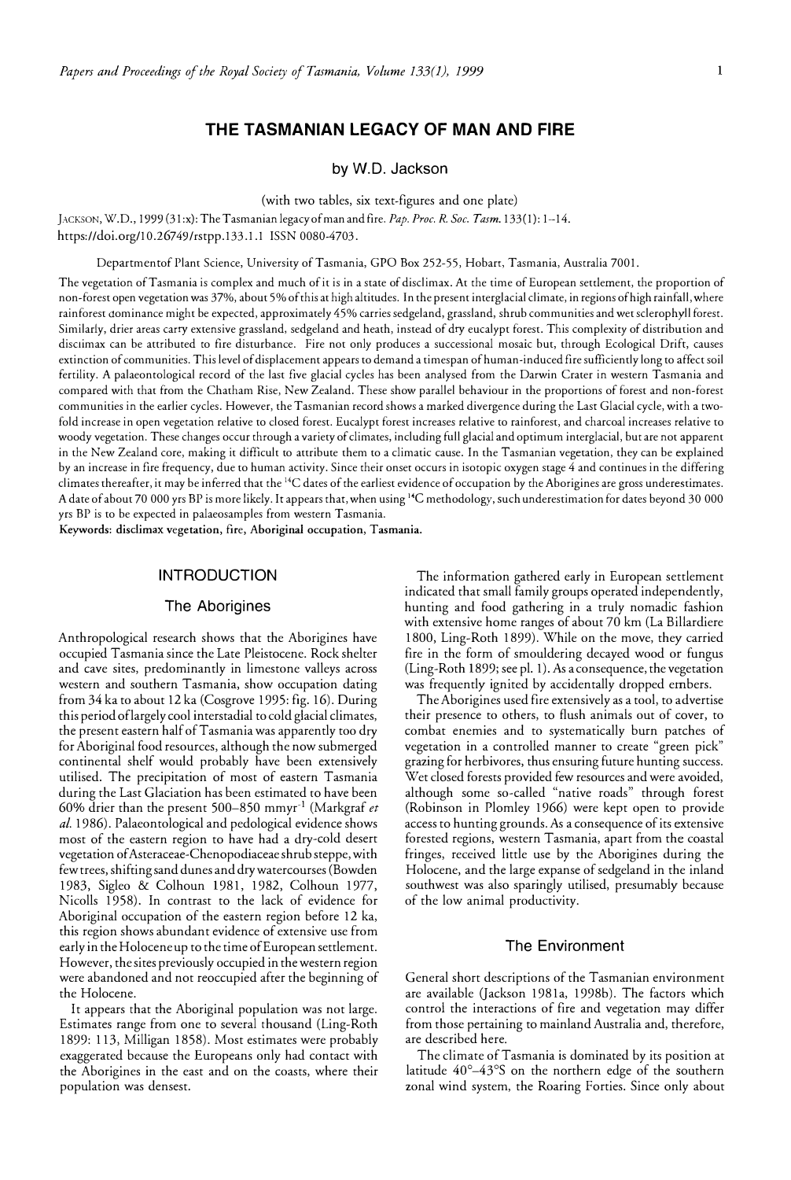# THE TASMANIAN LEGACY OF MAN AND FIRE

by W.D. Jackson

(with two tables, six text-figures and one plate)

JACKSON, W.D., 1999 (31:x): The Tasmanian legacy of man and fire. *Pap. Proc. R. Soc. Tasm.* 133(1): 1–14.
https://doi.org/10.26749/rstpp.133.1.1 ISSN 0080-4703.

Department of Plant Science, University of Tasmania, GPO Box 252-55, Hobart, Tasmania, Australia 7001.

The vegetation of Tasmania is complex and much of it is in a state of disclimax. At the time of European settlement, the proportion of non-forest open vegetation was 37%, about 5% of this at high altitudes. In the present interglacial climate, in regions of high rainfall, where rainforest dominance might be expected, approximately 45% carries sedgeland, grassland, shrub communities and wet sclerophyll forest. Similarly, drier areas carry extensive grassland, sedgeland and heath, instead of dry eucalypt forest. This complexity of distribution and disclimax can be attributed to fire disturbance. Fire not only produces a successional mosaic but, through Ecological Drift, causes extinction of communities. This level of displacement appears to demand a timespan of human-induced fire sufficiently long to affect soil fertility. A palaeontological record of the last five glacial cycles has been analysed from the Darwin Crater in western Tasmania and compared with that from the Chatham Rise, New Zealand. These show parallel behaviour in the proportions of forest and non-forest communities in the earlier cycles. However, the Tasmanian record shows a marked divergence during the Last Glacial cycle, with a two-fold increase in open vegetation relative to closed forest. Eucalypt forest increases relative to rainforest, and charcoal increases relative to woody vegetation. These changes occur through a variety of climates, including full glacial and optimum interglacial, but are not apparent in the New Zealand core, making it difficult to attribute them to a climatic cause. In the Tasmanian vegetation, they can be explained by an increase in fire frequency, due to human activity. Since their onset occurs in isotopic oxygen stage 4 and continues in the differing climates thereafter, it may be inferred that the $^{14}C$ dates of the earliest evidence of occupation by the Aborigines are gross underestimates. A date of about 70 000 yrs BP is more likely. It appears that, when using $^{14}C$ methodology, such underestimation for dates beyond 30 000 yrs BP is to be expected in palaeosamples from western Tasmania.

**Keywords: disclimax vegetation, fire, Aboriginal occupation, Tasmania.**

## INTRODUCTION

### The Aborigines

Anthropological research shows that the Aborigines have occupied Tasmania since the Late Pleistocene. Rock shelter and cave sites, predominantly in limestone valleys across western and southern Tasmania, show occupation dating from 34 ka to about 12 ka (Cosgrove 1995: fig. 16). During this period of largely cool interstadial to cold glacial climates, the present eastern half of Tasmania was apparently too dry for Aboriginal food resources, although the now submerged continental shelf would probably have been extensively utilised. The precipitation of most of eastern Tasmania during the Last Glaciation has been estimated to have been 60% drier than the present 500–850 mmyr$^{-1}$ (Markgraf *et al.* 1986). Palaeontological and pedological evidence shows most of the eastern region to have had a dry-cold desert vegetation of Asteraceae-Chenopodiaceae shrub steppe, with few trees, shifting sand dunes and dry watercourses (Bowden 1983, Sigleo & Colhoun 1981, 1982, Colhoun 1977, Nicolls 1958). In contrast to the lack of evidence for Aboriginal occupation of the eastern region before 12 ka, this region shows abundant evidence of extensive use from early in the Holocene up to the time of European settlement. However, the sites previously occupied in the western region were abandoned and not reoccupied after the beginning of the Holocene.

It appears that the Aboriginal population was not large. Estimates range from one to several thousand (Ling-Roth 1899: 113, Milligan 1858). Most estimates were probably exaggerated because the Europeans only had contact with the Aborigines in the east and on the coasts, where their population was densest.

The information gathered early in European settlement indicated that small family groups operated independently, hunting and food gathering in a truly nomadic fashion with extensive home ranges of about 70 km (La Billardiere 1800, Ling-Roth 1899). While on the move, they carried fire in the form of smouldering decayed wood or fungus (Ling-Roth 1899; see pl. 1). As a consequence, the vegetation was frequently ignited by accidentally dropped embers.

The Aborigines used fire extensively as a tool, to advertise their presence to others, to flush animals out of cover, to combat enemies and to systematically burn patches of vegetation in a controlled manner to create "green pick" grazing for herbivores, thus ensuring future hunting success. Wet closed forests provided few resources and were avoided, although some so-called "native roads" through forest (Robinson in Plomley 1966) were kept open to provide access to hunting grounds. As a consequence of its extensive forested regions, western Tasmania, apart from the coastal fringes, received little use by the Aborigines during the Holocene, and the large expanse of sedgeland in the inland southwest was also sparingly utilised, presumably because of the low animal productivity.

### The Environment

General short descriptions of the Tasmanian environment are available (Jackson 1981a, 1998b). The factors which control the interactions of fire and vegetation may differ from those pertaining to mainland Australia and, therefore, are described here.

The climate of Tasmania is dominated by its position at latitude 40°–43°S on the northern edge of the southern zonal wind system, the Roaring Forties. Since only about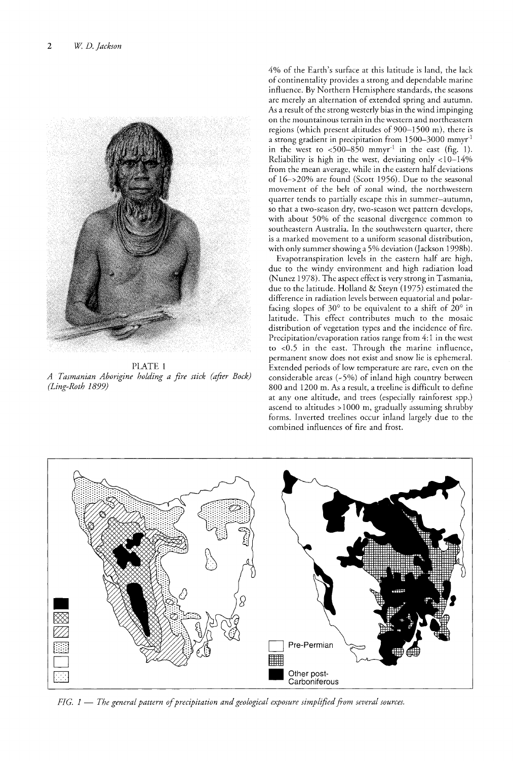PLATE 1

*A Tasmanian Aborigine holding a fire stick (after Bock) (Ling-Roth 1899)*

4% of the Earth's surface at this latitude is land, the lack of continentality provides a strong and dependable marine influence. By Northern Hemisphere standards, the seasons are merely an alternation of extended spring and autumn. As a result of the strong westerly bias in the wind impinging on the mountainous terrain in the western and northeastern regions (which present altitudes of 900–1500 m), there is a strong gradient in precipitation from 1500–3000 $mmyr^{-1}$ in the west to <500–850 $mmyr^{-1}$ in the east (fig. 1). Reliability is high in the west, deviating only <10–14% from the mean average, while in the eastern half deviations of 16–>20% are found (Scott 1956). Due to the seasonal movement of the belt of zonal wind, the northwestern quarter tends to partially escape this in summer–autumn, so that a two-season dry, two-season wet pattern develops, with about 50% of the seasonal divergence common to southeastern Australia. In the southwestern quarter, there is a marked movement to a uniform seasonal distribution, with only summer showing a 5% deviation (Jackson 1998b).

Evapotranspiration levels in the eastern half are high, due to the windy environment and high radiation load (Nunez 1978). The aspect effect is very strong in Tasmania, due to the latitude. Holland & Steyn (1975) estimated the difference in radiation levels between equatorial and polar-facing slopes of 30° to be equivalent to a shift of 20° in latitude. This effect contributes much to the mosaic distribution of vegetation types and the incidence of fire. Precipitation/evaporation ratios range from 4:1 in the west to <0.5 in the east. Through the marine influence, permanent snow does not exist and snow lie is ephemeral. Extended periods of low temperature are rare, even on the considerable areas (~5%) of inland high country between 800 and 1200 m. As a result, a treeline is difficult to define at any one altitude, and trees (especially rainforest spp.) ascend to altitudes >1000 m, gradually assuming shrubby forms. Inverted treelines occur inland largely due to the combined influences of fire and frost.

Pre-Permian

Other post-Carboniferous

*FIG. 1 — The general pattern of precipitation and geological exposure simplified from several sources.*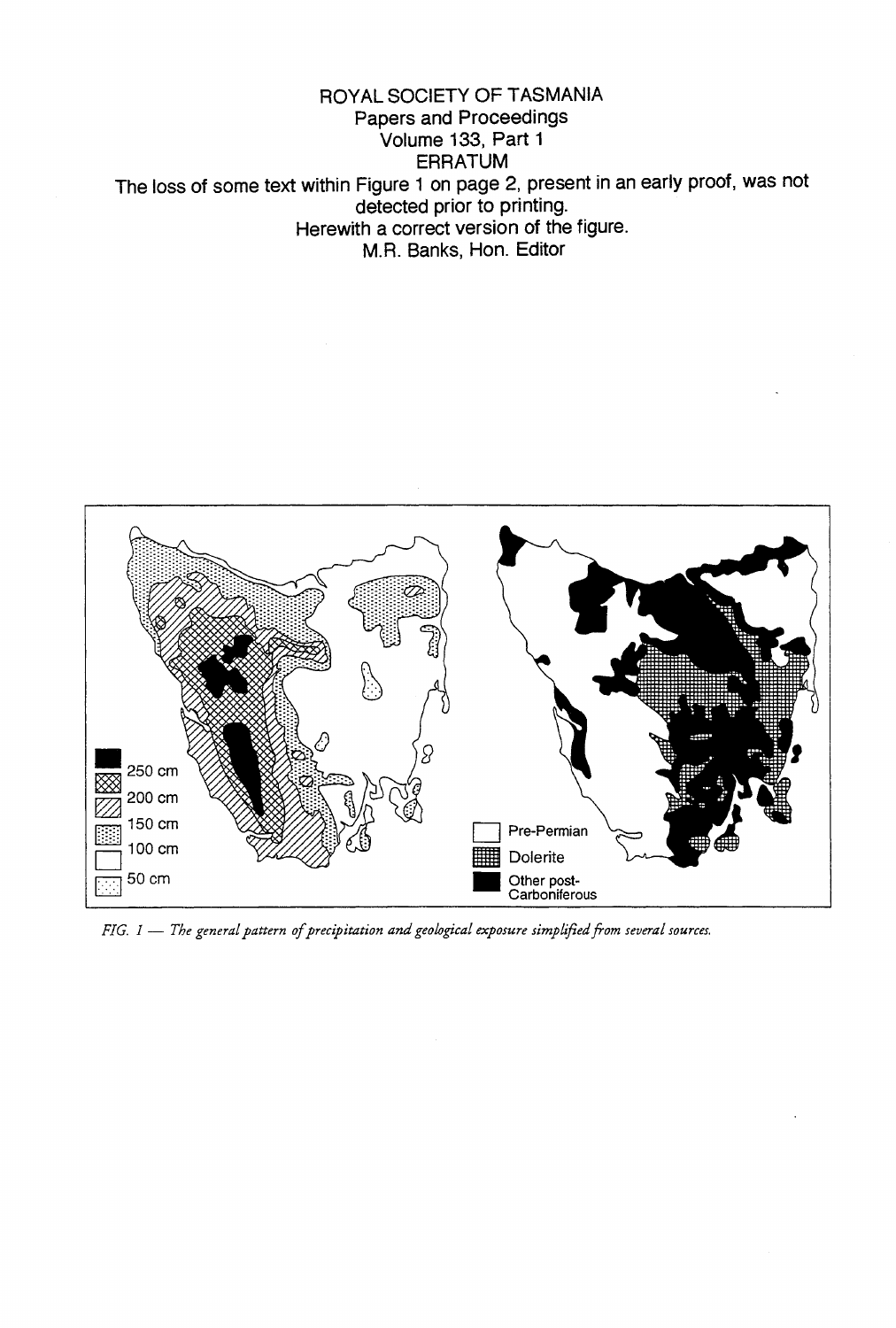ROYAL SOCIETY OF TASMANIA

Papers and Proceedings

Volume 133, Part 1

ERRATUM

The loss of some text within Figure 1 on page 2, present in an early proof, was not detected prior to printing.

Herewith a correct version of the figure.

M.R. Banks, Hon. Editor

250 cm
200 cm
150 cm
100 cm
50 cm

Pre-Permian
Dolerite
Other post-Carboniferous

*FIG. 1 — The general pattern of precipitation and geological exposure simplified from several sources.*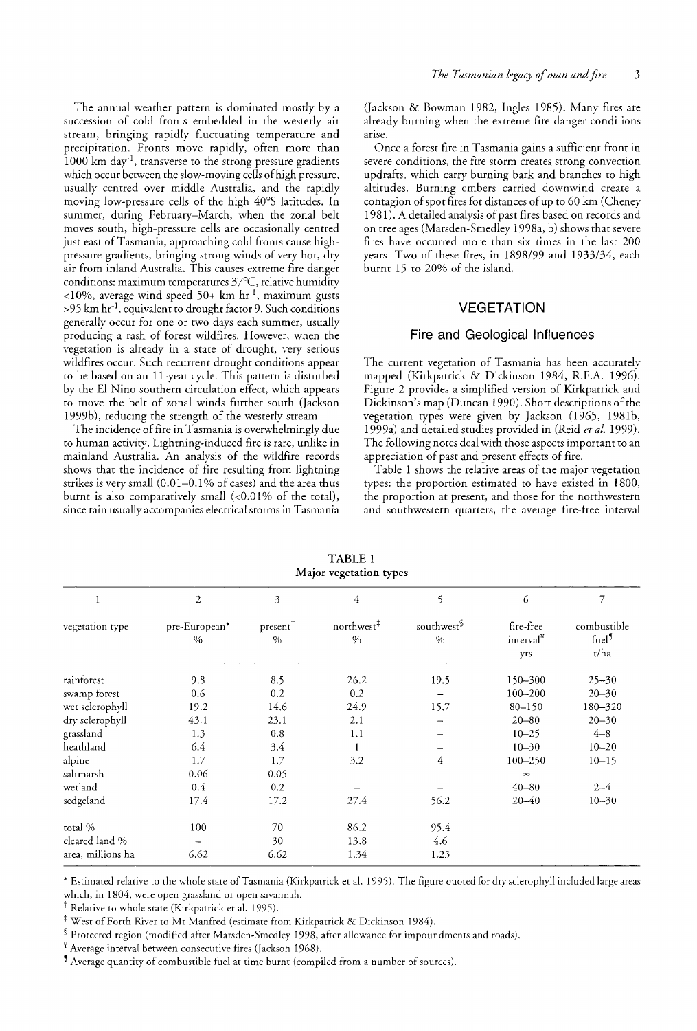The annual weather pattern is dominated mostly by a succession of cold fronts embedded in the westerly air stream, bringing rapidly fluctuating temperature and precipitation. Fronts move rapidly, often more than 1000 km day$^{-1}$, transverse to the strong pressure gradients which occur between the slow-moving cells of high pressure, usually centred over middle Australia, and the rapidly moving low-pressure cells of the high 40°S latitudes. In summer, during February–March, when the zonal belt moves south, high-pressure cells are occasionally centred just east of Tasmania; approaching cold fronts cause high-pressure gradients, bringing strong winds of very hot, dry air from inland Australia. This causes extreme fire danger conditions: maximum temperatures 37°C, relative humidity <10%, average wind speed 50+ km hr$^{-1}$, maximum gusts >95 km hr$^{-1}$, equivalent to drought factor 9. Such conditions generally occur for one or two days each summer, usually producing a rash of forest wildfires. However, when the vegetation is already in a state of drought, very serious wildfires occur. Such recurrent drought conditions appear to be based on an 11-year cycle. This pattern is disturbed by the El Nino southern circulation effect, which appears to move the belt of zonal winds further south (Jackson 1999b), reducing the strength of the westerly stream.

The incidence of fire in Tasmania is overwhelmingly due to human activity. Lightning-induced fire is rare, unlike in mainland Australia. An analysis of the wildfire records shows that the incidence of fire resulting from lightning strikes is very small (0.01–0.1% of cases) and the area thus burnt is also comparatively small (<0.01% of the total), since rain usually accompanies electrical storms in Tasmania (Jackson & Bowman 1982, Ingles 1985). Many fires are already burning when the extreme fire danger conditions arise.

Once a forest fire in Tasmania gains a sufficient front in severe conditions, the fire storm creates strong convection updrafts, which carry burning bark and branches to high altitudes. Burning embers carried downwind create a contagion of spot fires for distances of up to 60 km (Cheney 1981). A detailed analysis of past fires based on records and on tree ages (Marsden-Smedley 1998a, b) shows that severe fires have occurred more than six times in the last 200 years. Two of these fires, in 1898/99 and 1933/34, each burnt 15 to 20% of the island.

## VEGETATION

### Fire and Geological Influences

The current vegetation of Tasmania has been accurately mapped (Kirkpatrick & Dickinson 1984, R.F.A. 1996). Figure 2 provides a simplified version of Kirkpatrick and Dickinson's map (Duncan 1990). Short descriptions of the vegetation types were given by Jackson (1965, 1981b, 1999a) and detailed studies provided in (Reid *et al.* 1999). The following notes deal with those aspects important to an appreciation of past and present effects of fire.

Table 1 shows the relative areas of the major vegetation types: the proportion estimated to have existed in 1800, the proportion at present, and those for the northwestern and southwestern quarters, the average fire-free interval

**TABLE 1**
**Major vegetation types**

| 1 | 2 | 3 | 4 | 5 | 6 | 7 |
|---|---|---|---|---|---|---|
| vegetation type | pre-European* % | present† % | northwest‡ % | southwest§ % | fire-free interval¥ yrs | combustible fuel¶ t/ha |
| rainforest | 9.8 | 8.5 | 26.2 | 19.5 | 150–300 | 25–30 |
| swamp forest | 0.6 | 0.2 | 0.2 | – | 100–200 | 20–30 |
| wet sclerophyll | 19.2 | 14.6 | 24.9 | 15.7 | 80–150 | 180–320 |
| dry sclerophyll | 43.1 | 23.1 | 2.1 | – | 20–80 | 20–30 |
| grassland | 1.3 | 0.8 | 1.1 | – | 10–25 | 4–8 |
| heathland | 6.4 | 3.4 | 1 | – | 10–30 | 10–20 |
| alpine | 1.7 | 1.7 | 3.2 | 4 | 100–250 | 10–15 |
| saltmarsh | 0.06 | 0.05 | – | – | ∞ | – |
| wetland | 0.4 | 0.2 | – | – | 40–80 | 2–4 |
| sedgeland | 17.4 | 17.2 | 27.4 | 56.2 | 20–40 | 10–30 |
| total % | 100 | 70 | 86.2 | 95.4 | | |
| cleared land % | – | 30 | 13.8 | 4.6 | | |
| area, millions ha | 6.62 | 6.62 | 1.34 | 1.23 | | |

\* Estimated relative to the whole state of Tasmania (Kirkpatrick et al. 1995). The figure quoted for dry sclerophyll included large areas which, in 1804, were open grassland or open savannah.

† Relative to whole state (Kirkpatrick et al. 1995).

‡ West of Forth River to Mt Manfred (estimate from Kirkpatrick & Dickinson 1984).

§ Protected region (modified after Marsden-Smedley 1998, after allowance for impoundments and roads).

¥ Average interval between consecutive fires (Jackson 1968).

¶ Average quantity of combustible fuel at time burnt (compiled from a number of sources).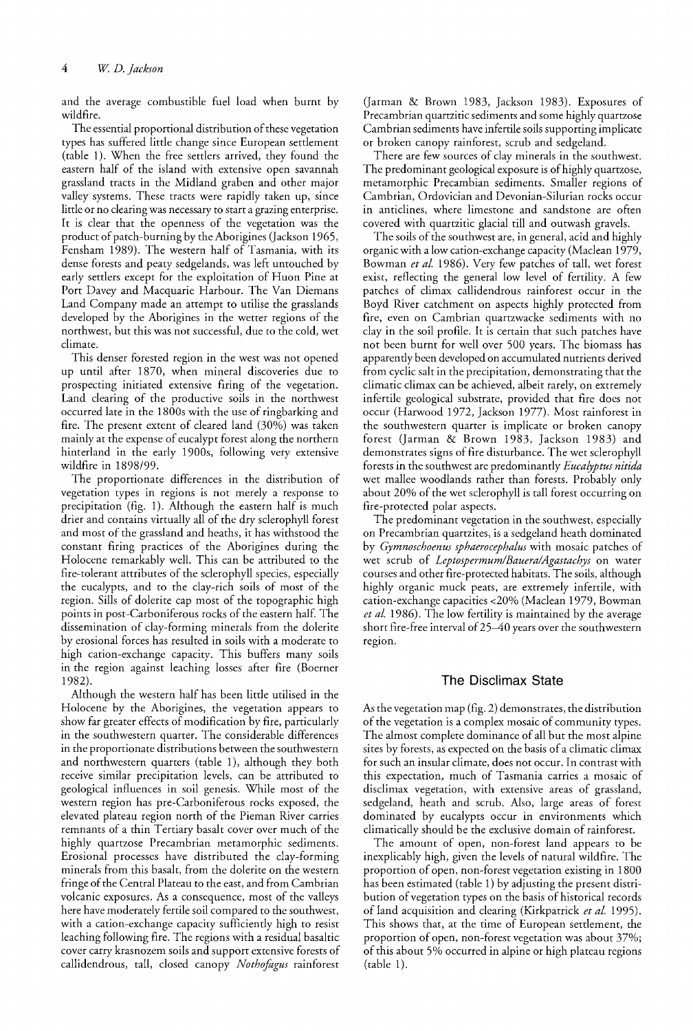and the average combustible fuel load when burnt by wildfire.

The essential proportional distribution of these vegetation types has suffered little change since European settlement (table 1). When the free settlers arrived, they found the eastern half of the island with extensive open savannah grassland tracts in the Midland graben and other major valley systems. These tracts were rapidly taken up, since little or no clearing was necessary to start a grazing enterprise. It is clear that the openness of the vegetation was the product of patch-burning by the Aborigines (Jackson 1965, Fensham 1989). The western half of Tasmania, with its dense forests and peaty sedgelands, was left untouched by early settlers except for the exploitation of Huon Pine at Port Davey and Macquarie Harbour. The Van Diemans Land Company made an attempt to utilise the grasslands developed by the Aborigines in the wetter regions of the northwest, but this was not successful, due to the cold, wet climate.

This denser forested region in the west was not opened up until after 1870, when mineral discoveries due to prospecting initiated extensive firing of the vegetation. Land clearing of the productive soils in the northwest occurred late in the 1800s with the use of ringbarking and fire. The present extent of cleared land (30%) was taken mainly at the expense of eucalypt forest along the northern hinterland in the early 1900s, following very extensive wildfire in 1898/99.

The proportionate differences in the distribution of vegetation types in regions is not merely a response to precipitation (fig. 1). Although the eastern half is much drier and contains virtually all of the dry sclerophyll forest and most of the grassland and heaths, it has withstood the constant firing practices of the Aborigines during the Holocene remarkably well. This can be attributed to the fire-tolerant attributes of the sclerophyll species, especially the eucalypts, and to the clay-rich soils of most of the region. Sills of dolerite cap most of the topographic high points in post-Carboniferous rocks of the eastern half. The dissemination of clay-forming minerals from the dolerite by erosional forces has resulted in soils with a moderate to high cation-exchange capacity. This buffers many soils in the region against leaching losses after fire (Boerner 1982).

Although the western half has been little utilised in the Holocene by the Aborigines, the vegetation appears to show far greater effects of modification by fire, particularly in the southwestern quarter. The considerable differences in the proportionate distributions between the southwestern and northwestern quarters (table 1), although they both receive similar precipitation levels, can be attributed to geological influences in soil genesis. While most of the western region has pre-Carboniferous rocks exposed, the elevated plateau region north of the Pieman River carries remnants of a thin Tertiary basalt cover over much of the highly quartzose Precambrian metamorphic sediments. Erosional processes have distributed the clay-forming minerals from this basalt, from the dolerite on the western fringe of the Central Plateau to the east, and from Cambrian volcanic exposures. As a consequence, most of the valleys here have moderately fertile soil compared to the southwest, with a cation-exchange capacity sufficiently high to resist leaching following fire. The regions with a residual basaltic cover carry krasnozem soils and support extensive forests of callidendrous, tall, closed canopy *Nothofagus* rainforest (Jarman & Brown 1983, Jackson 1983). Exposures of Precambrian quartzitic sediments and some highly quartzose Cambrian sediments have infertile soils supporting implicate or broken canopy rainforest, scrub and sedgeland.

There are few sources of clay minerals in the southwest. The predominant geological exposure is of highly quartzose, metamorphic Precambrian sediments. Smaller regions of Cambrian, Ordovician and Devonian-Silurian rocks occur in anticlines, where limestone and sandstone are often covered with quartzitic glacial till and outwash gravels.

The soils of the southwest are, in general, acid and highly organic with a low cation-exchange capacity (Maclean 1979, Bowman *et al.* 1986). Very few patches of tall, wet forest exist, reflecting the general low level of fertility. A few patches of climax callidendrous rainforest occur in the Boyd River catchment on aspects highly protected from fire, even on Cambrian quartzwacke sediments with no clay in the soil profile. It is certain that such patches have not been burnt for well over 500 years. The biomass has apparently been developed on accumulated nutrients derived from cyclic salt in the precipitation, demonstrating that the climatic climax can be achieved, albeit rarely, on extremely infertile geological substrate, provided that fire does not occur (Harwood 1972, Jackson 1977). Most rainforest in the southwestern quarter is implicate or broken canopy forest (Jarman & Brown 1983, Jackson 1983) and demonstrates signs of fire disturbance. The wet sclerophyll forests in the southwest are predominantly *Eucalyptus nitida* wet mallee woodlands rather than forests. Probably only about 20% of the wet sclerophyll is tall forest occurring on fire-protected polar aspects.

The predominant vegetation in the southwest, especially on Precambrian quartzites, is a sedgeland heath dominated by *Gymnoschoenus sphaerocephalus* with mosaic patches of wet scrub of *Leptospermum/Bauera/Agastachys* on water courses and other fire-protected habitats. The soils, although highly organic muck peats, are extremely infertile, with cation-exchange capacities <20% (Maclean 1979, Bowman *et al.* 1986). The low fertility is maintained by the average short fire-free interval of 25–40 years over the southwestern region.

## The Disclimax State

As the vegetation map (fig. 2) demonstrates, the distribution of the vegetation is a complex mosaic of community types. The almost complete dominance of all but the most alpine sites by forests, as expected on the basis of a climatic climax for such an insular climate, does not occur. In contrast with this expectation, much of Tasmania carries a mosaic of disclimax vegetation, with extensive areas of grassland, sedgeland, heath and scrub. Also, large areas of forest dominated by eucalypts occur in environments which climatically should be the exclusive domain of rainforest.

The amount of open, non-forest land appears to be inexplicably high, given the levels of natural wildfire. The proportion of open, non-forest vegetation existing in 1800 has been estimated (table 1) by adjusting the present distribution of vegetation types on the basis of historical records of land acquisition and clearing (Kirkpatrick *et al.* 1995). This shows that, at the time of European settlement, the proportion of open, non-forest vegetation was about 37%; of this about 5% occurred in alpine or high plateau regions (table 1).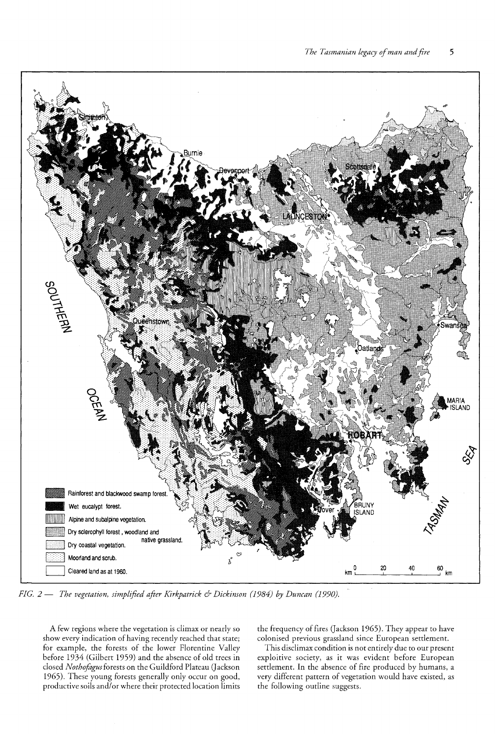*FIG. 2 — The vegetation, simplified after Kirkpatrick & Dickinson (1984) by Duncan (1990).*

A few regions where the vegetation is climax or nearly so show every indication of having recently reached that state; for example, the forests of the lower Florentine Valley before 1934 (Gilbert 1959) and the absence of old trees in closed *Nothofagus* forests on the Guildford Plateau (Jackson 1965). These young forests generally only occur on good, productive soils and/or where their protected location limits the frequency of fires (Jackson 1965). They appear to have colonised previous grassland since European settlement.

This disclimax condition is not entirely due to our present exploitive society, as it was evident before European settlement. In the absence of fire produced by humans, a very different pattern of vegetation would have existed, as the following outline suggests.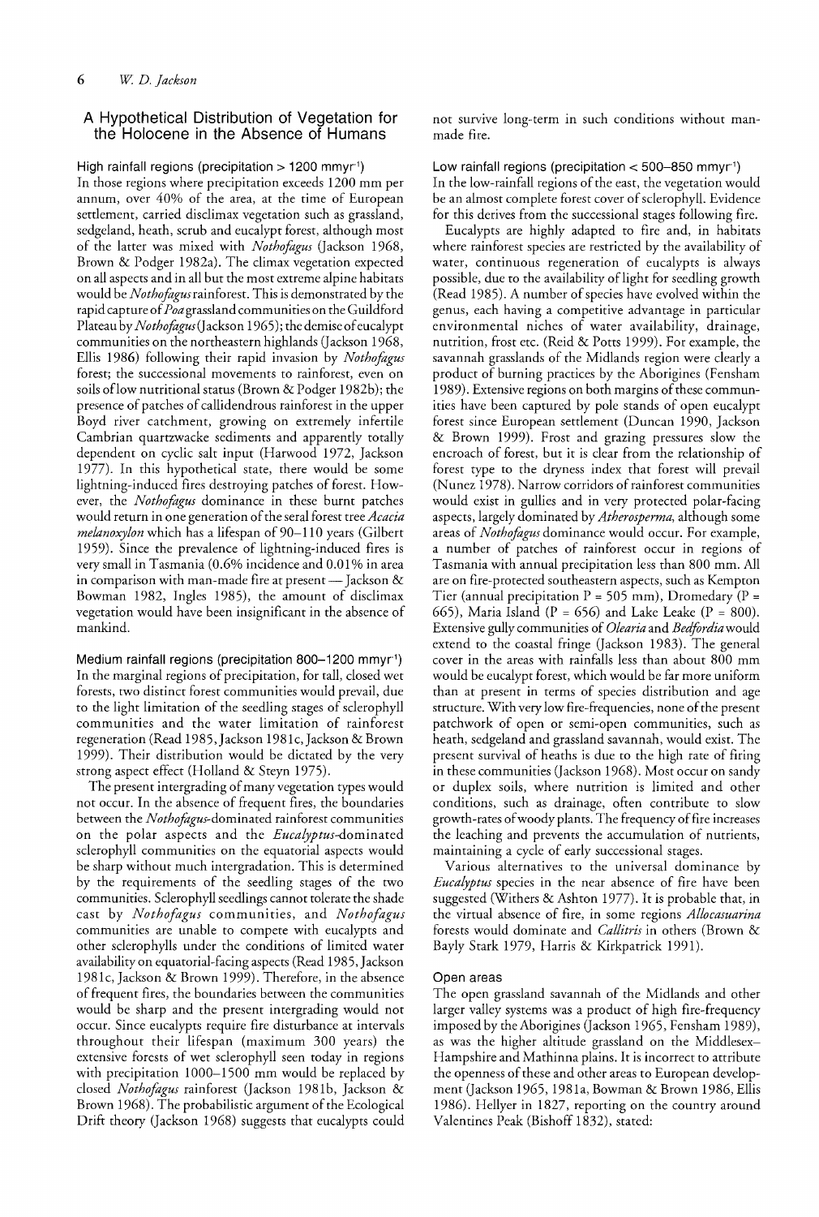## A Hypothetical Distribution of Vegetation for the Holocene in the Absence of Humans

### High rainfall regions (precipitation > 1200 mmyr$^{-1}$)

In those regions where precipitation exceeds 1200 mm per annum, over 40% of the area, at the time of European settlement, carried disclimax vegetation such as grassland, sedgeland, heath, scrub and eucalypt forest, although most of the latter was mixed with *Nothofagus* (Jackson 1968, Brown & Podger 1982a). The climax vegetation expected on all aspects and in all but the most extreme alpine habitats would be *Nothofagus* rainforest. This is demonstrated by the rapid capture of *Poa* grassland communities on the Guildford Plateau by *Nothofagus* (Jackson 1965); the demise of eucalypt communities on the northeastern highlands (Jackson 1968, Ellis 1986) following their rapid invasion by *Nothofagus* forest; the successional movements to rainforest, even on soils of low nutritional status (Brown & Podger 1982b); the presence of patches of callidendrous rainforest in the upper Boyd river catchment, growing on extremely infertile Cambrian quartzwacke sediments and apparently totally dependent on cyclic salt input (Harwood 1972, Jackson 1977). In this hypothetical state, there would be some lightning-induced fires destroying patches of forest. However, the *Nothofagus* dominance in these burnt patches would return in one generation of the seral forest tree *Acacia melanoxylon* which has a lifespan of 90–110 years (Gilbert 1959). Since the prevalence of lightning-induced fires is very small in Tasmania (0.6% incidence and 0.01% in area in comparison with man-made fire at present — Jackson & Bowman 1982, Ingles 1985), the amount of disclimax vegetation would have been insignificant in the absence of mankind.

### Medium rainfall regions (precipitation 800–1200 mmyr$^{-1}$)

In the marginal regions of precipitation, for tall, closed wet forests, two distinct forest communities would prevail, due to the light limitation of the seedling stages of sclerophyll communities and the water limitation of rainforest regeneration (Read 1985, Jackson 1981c, Jackson & Brown 1999). Their distribution would be dictated by the very strong aspect effect (Holland & Steyn 1975).

The present intergrading of many vegetation types would not occur. In the absence of frequent fires, the boundaries between the *Nothofagus*-dominated rainforest communities on the polar aspects and the *Eucalyptus*-dominated sclerophyll communities on the equatorial aspects would be sharp without much intergradation. This is determined by the requirements of the seedling stages of the two communities. Sclerophyll seedlings cannot tolerate the shade cast by *Nothofagus* communities, and *Nothofagus* communities are unable to compete with eucalypts and other sclerophylls under the conditions of limited water availability on equatorial-facing aspects (Read 1985, Jackson 1981c, Jackson & Brown 1999). Therefore, in the absence of frequent fires, the boundaries between the communities would be sharp and the present intergrading would not occur. Since eucalypts require fire disturbance at intervals throughout their lifespan (maximum 300 years) the extensive forests of wet sclerophyll seen today in regions with precipitation 1000–1500 mm would be replaced by closed *Nothofagus* rainforest (Jackson 1981b, Jackson & Brown 1968). The probabilistic argument of the Ecological Drift theory (Jackson 1968) suggests that eucalypts could not survive long-term in such conditions without man-made fire.

### Low rainfall regions (precipitation < 500–850 mmyr$^{-1}$)

In the low-rainfall regions of the east, the vegetation would be an almost complete forest cover of sclerophyll. Evidence for this derives from the successional stages following fire.

Eucalypts are highly adapted to fire and, in habitats where rainforest species are restricted by the availability of water, continuous regeneration of eucalypts is always possible, due to the availability of light for seedling growth (Read 1985). A number of species have evolved within the genus, each having a competitive advantage in particular environmental niches of water availability, drainage, nutrition, frost etc. (Reid & Potts 1999). For example, the savannah grasslands of the Midlands region were clearly a product of burning practices by the Aborigines (Fensham 1989). Extensive regions on both margins of these communities have been captured by pole stands of open eucalypt forest since European settlement (Duncan 1990, Jackson & Brown 1999). Frost and grazing pressures slow the encroach of forest, but it is clear from the relationship of forest type to the dryness index that forest will prevail (Nunez 1978). Narrow corridors of rainforest communities would exist in gullies and in very protected polar-facing aspects, largely dominated by *Atherosperma*, although some areas of *Nothofagus* dominance would occur. For example, a number of patches of rainforest occur in regions of Tasmania with annual precipitation less than 800 mm. All are on fire-protected southeastern aspects, such as Kempton Tier (annual precipitation P = 505 mm), Dromedary (P = 665), Maria Island (P = 656) and Lake Leake (P = 800). Extensive gully communities of *Olearia* and *Bedfordia* would extend to the coastal fringe (Jackson 1983). The general cover in the areas with rainfalls less than about 800 mm would be eucalypt forest, which would be far more uniform than at present in terms of species distribution and age structure. With very low fire-frequencies, none of the present patchwork of open or semi-open communities, such as heath, sedgeland and grassland savannah, would exist. The present survival of heaths is due to the high rate of firing in these communities (Jackson 1968). Most occur on sandy or duplex soils, where nutrition is limited and other conditions, such as drainage, often contribute to slow growth-rates of woody plants. The frequency of fire increases the leaching and prevents the accumulation of nutrients, maintaining a cycle of early successional stages.

Various alternatives to the universal dominance by *Eucalyptus* species in the near absence of fire have been suggested (Withers & Ashton 1977). It is probable that, in the virtual absence of fire, in some regions *Allocasuarina* forests would dominate and *Callitris* in others (Brown & Bayly Stark 1979, Harris & Kirkpatrick 1991).

### Open areas

The open grassland savannah of the Midlands and other larger valley systems was a product of high fire-frequency imposed by the Aborigines (Jackson 1965, Fensham 1989), as was the higher altitude grassland on the Middlesex–Hampshire and Mathinna plains. It is incorrect to attribute the openness of these and other areas to European development (Jackson 1965, 1981a, Bowman & Brown 1986, Ellis 1986). Hellyer in 1827, reporting on the country around Valentines Peak (Bishoff 1832), stated: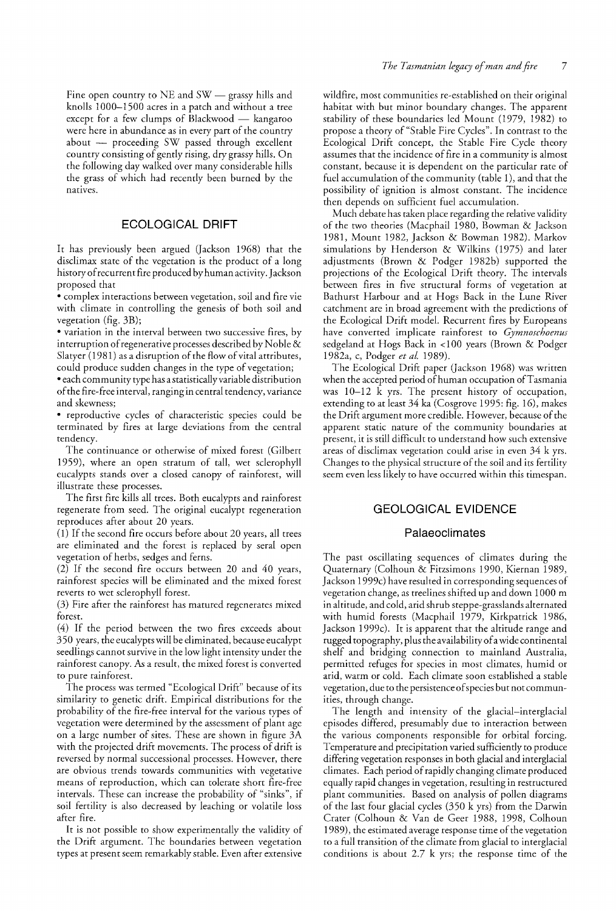Fine open country to NE and SW — grassy hills and knolls 1000–1500 acres in a patch and without a tree except for a few clumps of Blackwood — kangaroo were here in abundance as in every part of the country about — proceeding SW passed through excellent country consisting of gently rising, dry grassy hills. On the following day walked over many considerable hills the grass of which had recently been burned by the natives.

## ECOLOGICAL DRIFT

It has previously been argued (Jackson 1968) that the disclimax state of the vegetation is the product of a long history of recurrent fire produced by human activity. Jackson proposed that

- complex interactions between vegetation, soil and fire vie with climate in controlling the genesis of both soil and vegetation (fig. 3B);
- variation in the interval between two successive fires, by interruption of regenerative processes described by Noble & Slatyer (1981) as a disruption of the flow of vital attributes, could produce sudden changes in the type of vegetation;
- each community type has a statistically variable distribution of the fire-free interval, ranging in central tendency, variance and skewness;
- reproductive cycles of characteristic species could be terminated by fires at large deviations from the central tendency.

The continuance or otherwise of mixed forest (Gilbert 1959), where an open stratum of tall, wet sclerophyll eucalypts stands over a closed canopy of rainforest, will illustrate these processes.

The first fire kills all trees. Both eucalypts and rainforest regenerate from seed. The original eucalypt regeneration reproduces after about 20 years.

(1) If the second fire occurs before about 20 years, all trees are eliminated and the forest is replaced by seral open vegetation of herbs, sedges and ferns.

(2) If the second fire occurs between 20 and 40 years, rainforest species will be eliminated and the mixed forest reverts to wet sclerophyll forest.

(3) Fire after the rainforest has matured regenerates mixed forest.

(4) If the period between the two fires exceeds about 350 years, the eucalypts will be eliminated, because eucalypt seedlings cannot survive in the low light intensity under the rainforest canopy. As a result, the mixed forest is converted to pure rainforest.

The process was termed "Ecological Drift" because of its similarity to genetic drift. Empirical distributions for the probability of the fire-free interval for the various types of vegetation were determined by the assessment of plant age on a large number of sites. These are shown in figure 3A with the projected drift movements. The process of drift is reversed by normal successional processes. However, there are obvious trends towards communities with vegetative means of reproduction, which can tolerate short fire-free intervals. These can increase the probability of "sinks", if soil fertility is also decreased by leaching or volatile loss after fire.

It is not possible to show experimentally the validity of the Drift argument. The boundaries between vegetation types at present seem remarkably stable. Even after extensive wildfire, most communities re-established on their original habitat with but minor boundary changes. The apparent stability of these boundaries led Mount (1979, 1982) to propose a theory of "Stable Fire Cycles". In contrast to the Ecological Drift concept, the Stable Fire Cycle theory assumes that the incidence of fire in a community is almost constant, because it is dependent on the particular rate of fuel accumulation of the community (table 1), and that the possibility of ignition is almost constant. The incidence then depends on sufficient fuel accumulation.

Much debate has taken place regarding the relative validity of the two theories (Macphail 1980, Bowman & Jackson 1981, Mount 1982, Jackson & Bowman 1982). Markov simulations by Henderson & Wilkins (1975) and later adjustments (Brown & Podger 1982b) supported the projections of the Ecological Drift theory. The intervals between fires in five structural forms of vegetation at Bathurst Harbour and at Hogs Back in the Lune River catchment are in broad agreement with the predictions of the Ecological Drift model. Recurrent fires by Europeans have converted implicate rainforest to *Gymnoschoenus* sedgeland at Hogs Back in <100 years (Brown & Podger 1982a, c, Podger *et al.* 1989).

The Ecological Drift paper (Jackson 1968) was written when the accepted period of human occupation of Tasmania was 10–12 k yrs. The present history of occupation, extending to at least 34 ka (Cosgrove 1995: fig. 16), makes the Drift argument more credible. However, because of the apparent static nature of the community boundaries at present, it is still difficult to understand how such extensive areas of disclimax vegetation could arise in even 34 k yrs. Changes to the physical structure of the soil and its fertility seem even less likely to have occurred within this timespan.

## GEOLOGICAL EVIDENCE

### Palaeoclimates

The past oscillating sequences of climates during the Quaternary (Colhoun & Fitzsimons 1990, Kiernan 1989, Jackson 1999c) have resulted in corresponding sequences of vegetation change, as treelines shifted up and down 1000 m in altitude, and cold, arid shrub steppe-grasslands alternated with humid forests (Macphail 1979, Kirkpatrick 1986, Jackson 1999c). It is apparent that the altitude range and rugged topography, plus the availability of a wide continental shelf and bridging connection to mainland Australia, permitted refuges for species in most climates, humid or arid, warm or cold. Each climate soon established a stable vegetation, due to the persistence of species but not communities, through change.

The length and intensity of the glacial–interglacial episodes differed, presumably due to interaction between the various components responsible for orbital forcing. Temperature and precipitation varied sufficiently to produce differing vegetation responses in both glacial and interglacial climates. Each period of rapidly changing climate produced equally rapid changes in vegetation, resulting in restructured plant communities. Based on analysis of pollen diagrams of the last four glacial cycles (350 k yrs) from the Darwin Crater (Colhoun & Van de Geer 1988, 1998, Colhoun 1989), the estimated average response time of the vegetation to a full transition of the climate from glacial to interglacial conditions is about 2.7 k yrs; the response time of the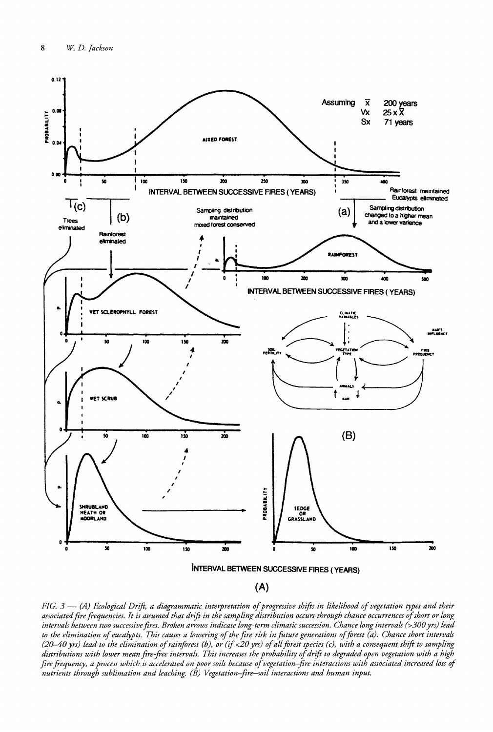FIG. 3 — (A) *Ecological Drift, a diagrammatic interpretation of progressive shifts in likelihood of vegetation types and their associated fire frequencies. It is assumed that drift in the sampling distribution occurs through chance occurrences of short or long intervals between two successive fires. Broken arrows indicate long-term climatic succession. Chance long intervals (>300 yrs) lead to the elimination of eucalypts. This causes a lowering of the fire risk in future generations of forest (a). Chance short intervals (20–40 yrs) lead to the elimination of rainforest (b), or (if <20 yrs) of all forest species (c), with a consequent shift to sampling distributions with lower mean fire-free intervals. This increases the probability of drift to degraded open vegetation with a high fire frequency, a process which is accelerated on poor soils because of vegetation–fire interactions with associated increased loss of nutrients through sublimation and leaching. (B) Vegetation–fire–soil interactions and human input.*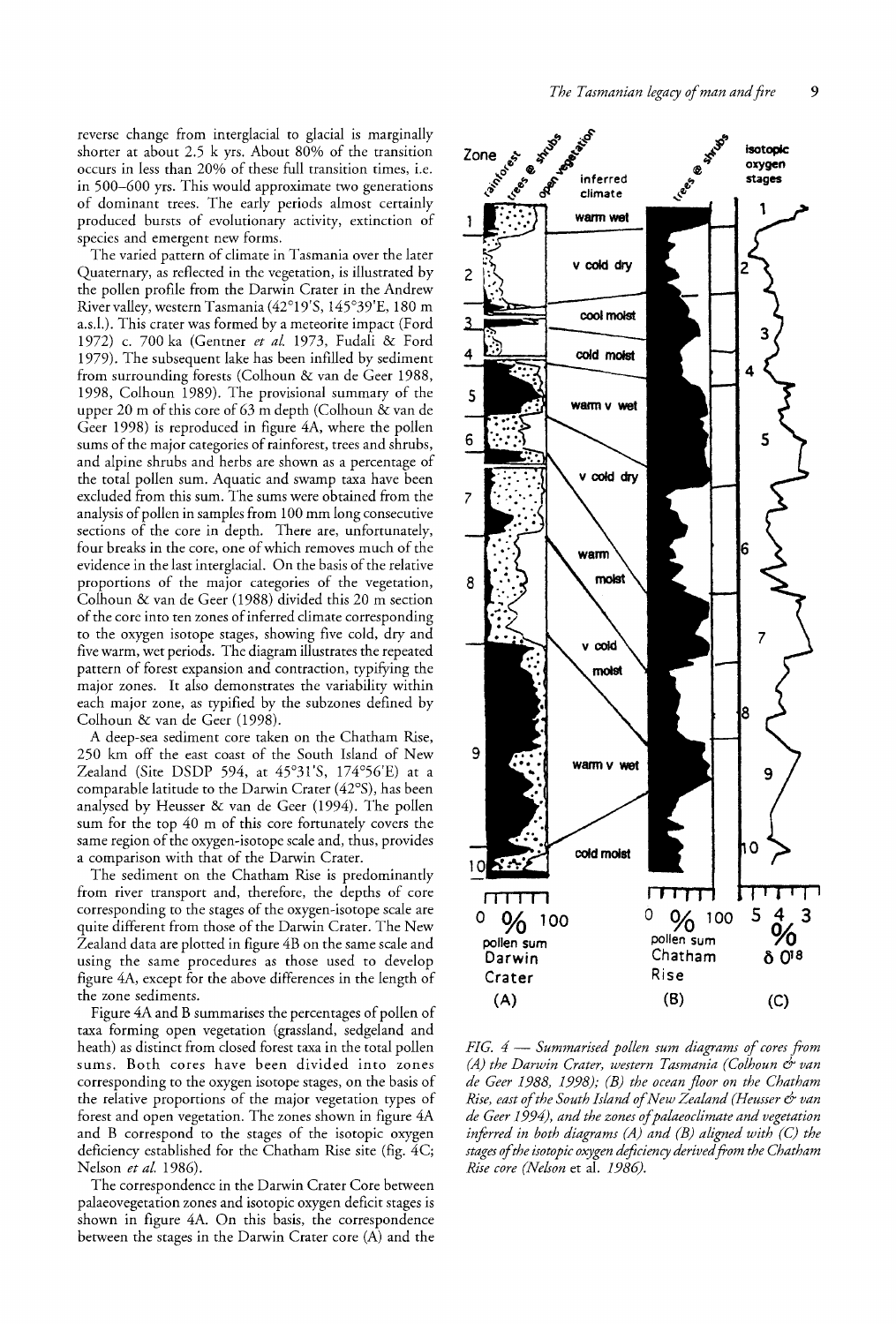reverse change from interglacial to glacial is marginally shorter at about 2.5 k yrs. About 80% of the transition occurs in less than 20% of these full transition times, i.e. in 500–600 yrs. This would approximate two generations of dominant trees. The early periods almost certainly produced bursts of evolutionary activity, extinction of species and emergent new forms.

The varied pattern of climate in Tasmania over the later Quaternary, as reflected in the vegetation, is illustrated by the pollen profile from the Darwin Crater in the Andrew River valley, western Tasmania (42°19'S, 145°39'E, 180 m a.s.l.). This crater was formed by a meteorite impact (Ford 1972) c. 700 ka (Gentner *et al.* 1973, Fudali & Ford 1979). The subsequent lake has been infilled by sediment from surrounding forests (Colhoun & van de Geer 1988, 1998, Colhoun 1989). The provisional summary of the upper 20 m of this core of 63 m depth (Colhoun & van de Geer 1998) is reproduced in figure 4A, where the pollen sums of the major categories of rainforest, trees and shrubs, and alpine shrubs and herbs are shown as a percentage of the total pollen sum. Aquatic and swamp taxa have been excluded from this sum. The sums were obtained from the analysis of pollen in samples from 100 mm long consecutive sections of the core in depth. There are, unfortunately, four breaks in the core, one of which removes much of the evidence in the last interglacial. On the basis of the relative proportions of the major categories of the vegetation, Colhoun & van de Geer (1988) divided this 20 m section of the core into ten zones of inferred climate corresponding to the oxygen isotope stages, showing five cold, dry and five warm, wet periods. The diagram illustrates the repeated pattern of forest expansion and contraction, typifying the major zones. It also demonstrates the variability within each major zone, as typified by the subzones defined by Colhoun & van de Geer (1998).

A deep-sea sediment core taken on the Chatham Rise, 250 km off the east coast of the South Island of New Zealand (Site DSDP 594, at 45°31'S, 174°56'E) at a comparable latitude to the Darwin Crater (42°S), has been analysed by Heusser & van de Geer (1994). The pollen sum for the top 40 m of this core fortunately covers the same region of the oxygen-isotope scale and, thus, provides a comparison with that of the Darwin Crater.

The sediment on the Chatham Rise is predominantly from river transport and, therefore, the depths of core corresponding to the stages of the oxygen-isotope scale are quite different from those of the Darwin Crater. The New Zealand data are plotted in figure 4B on the same scale and using the same procedures as those used to develop figure 4A, except for the above differences in the length of the core sediments.

Figure 4A and B summarises the percentages of pollen of taxa forming open vegetation (grassland, sedgeland and heath) as distinct from closed forest taxa in the total pollen sums. Both cores have been divided into zones corresponding to the oxygen isotope stages, on the basis of the relative proportions of the major vegetation types of forest and open vegetation. The zones shown in figure 4A and B correspond to the stages of the isotopic oxygen deficiency established for the Chatham Rise site (fig. 4C; Nelson *et al.* 1986).

The correspondence in the Darwin Crater Core between palaeovegetation zones and isotopic oxygen deficit stages is shown in figure 4A. On this basis, the correspondence between the stages in the Darwin Crater core (A) and the

*FIG. 4 — Summarised pollen sum diagrams of cores from (A) the Darwin Crater, western Tasmania (Colhoun & van de Geer 1988, 1998); (B) the ocean floor on the Chatham Rise, east of the South Island of New Zealand (Heusser & van de Geer 1994), and the zones of palaeoclimate and vegetation inferred in both diagrams (A) and (B) aligned with (C) the stages of the isotopic oxygen deficiency derived from the Chatham Rise core (Nelson* et al. *1986).*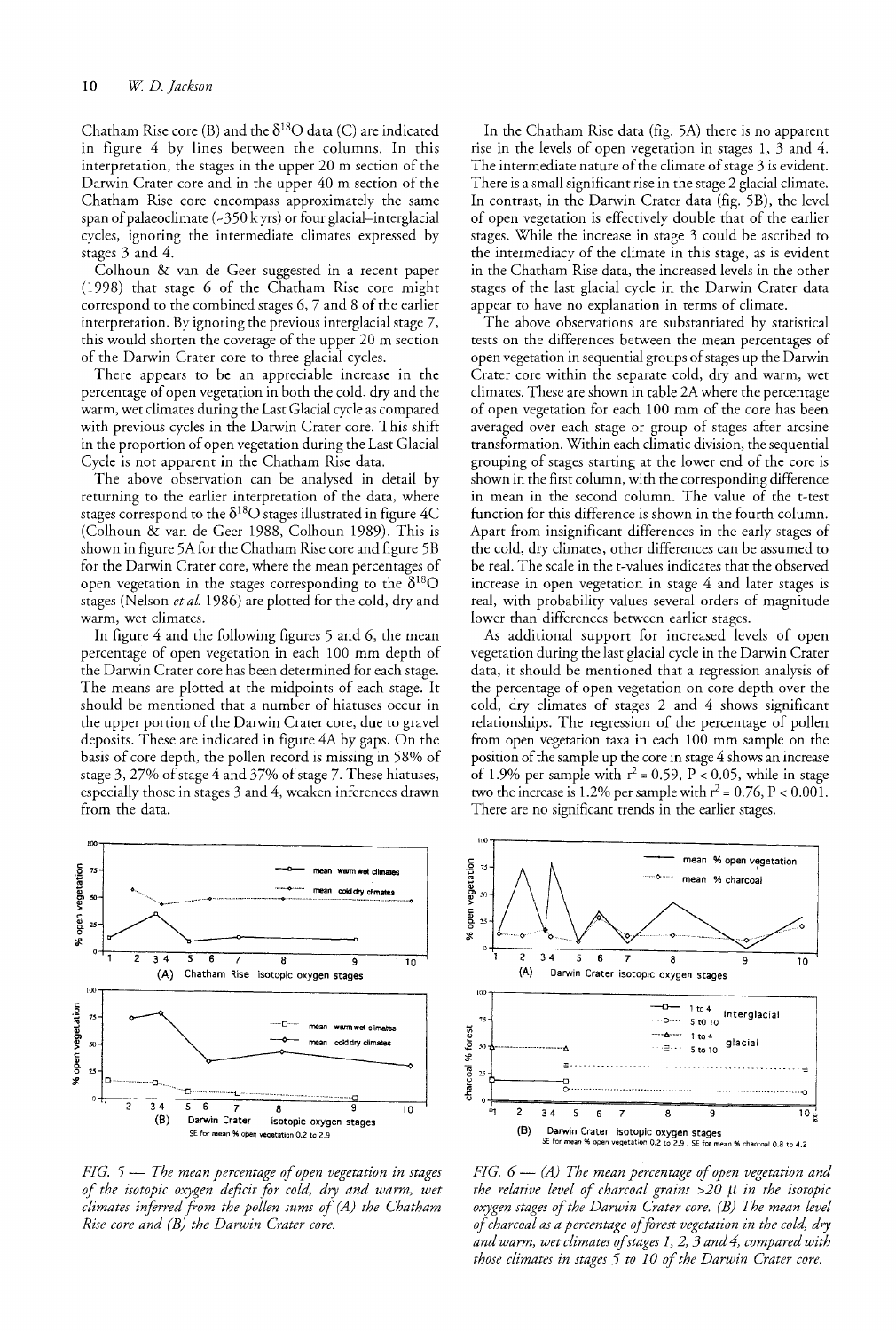Chatham Rise core (B) and the $\delta^{18}O$ data (C) are indicated in figure 4 by lines between the columns. In this interpretation, the stages in the upper 20 m section of the Darwin Crater core and in the upper 40 m section of the Chatham Rise core encompass approximately the same span of palaeoclimate (~350 k yrs) or four glacial–interglacial cycles, ignoring the intermediate climates expressed by stages 3 and 4.

Colhoun & van de Geer suggested in a recent paper (1998) that stage 6 of the Chatham Rise core might correspond to the combined stages 6, 7 and 8 of the earlier interpretation. By ignoring the previous interglacial stage 7, this would shorten the coverage of the upper 20 m section of the Darwin Crater core to three glacial cycles.

There appears to be an appreciable increase in the percentage of open vegetation in both the cold, dry and the warm, wet climates during the Last Glacial cycle as compared with previous cycles in the Darwin Crater core. This shift in the proportion of open vegetation during the Last Glacial Cycle is not apparent in the Chatham Rise data.

The above observation can be analysed in detail by returning to the earlier interpretation of the data, where stages correspond to the $\delta^{18}O$ stages illustrated in figure 4C (Colhoun & van de Geer 1988, Colhoun 1989). This is shown in figure 5A for the Chatham Rise core and figure 5B for the Darwin Crater core, where the mean percentages of open vegetation in the stages corresponding to the $\delta^{18}O$ stages (Nelson *et al.* 1986) are plotted for the cold, dry and warm, wet climates.

In figure 4 and the following figures 5 and 6, the mean percentage of open vegetation in each 100 mm depth of the Darwin Crater core has been determined for each stage. The means are plotted at the midpoints of each stage. It should be mentioned that a number of hiatuses occur in the upper portion of the Darwin Crater core, due to gravel deposits. These are indicated in figure 4A by gaps. On the basis of core depth, the pollen record is missing in 58% of stage 3, 27% of stage 4 and 37% of stage 7. These hiatuses, especially those in stages 3 and 4, weaken inferences drawn from the data.

In the Chatham Rise data (fig. 5A) there is no apparent rise in the levels of open vegetation in stages 1, 3 and 4. The intermediate nature of the climate of stage 3 is evident. There is a small significant rise in the stage 2 glacial climate. In contrast, in the Darwin Crater data (fig. 5B), the level of open vegetation is effectively double that of the earlier stages. While the increase in stage 3 could be ascribed to the intermediacy of the climate in this stage, as is evident in the Chatham Rise data, the increased levels in the other stages of the last glacial cycle in the Darwin Crater data appear to have no explanation in terms of climate.

The above observations are substantiated by statistical tests on the differences between the mean percentages of open vegetation in sequential groups of stages up the Darwin Crater core within the separate cold, dry and warm, wet climates. These are shown in table 2A where the percentage of open vegetation for each 100 mm of the core has been averaged over each stage or group of stages after arcsine transformation. Within each climatic division, the sequential grouping of stages starting at the lower end of the core is shown in the first column, with the corresponding difference in mean in the second column. The value of the t-test function for this difference is shown in the fourth column. Apart from insignificant differences in the early stages of the cold, dry climates, other differences can be assumed to be real. The scale in the t-values indicates that the observed increase in open vegetation in stage 4 and later stages is real, with probability values several orders of magnitude lower than differences between earlier stages.

As additional support for increased levels of open vegetation during the last glacial cycle in the Darwin Crater data, it should be mentioned that a regression analysis of the percentage of open vegetation on core depth over the cold, dry climates of stages 2 and 4 shows significant relationships. The regression of the percentage of pollen from open vegetation taxa in each 100 mm sample on the position of the sample up the core in stage 4 shows an increase of 1.9% per sample with $r^2 = 0.59$, $P < 0.05$, while in stage two the increase is 1.2% per sample with $r^2 = 0.76$, $P < 0.001$. There are no significant trends in the earlier stages.

*FIG. 5 — The mean percentage of open vegetation in stages of the isotopic oxygen deficit for cold, dry and warm, wet climates inferred from the pollen sums of (A) the Chatham Rise core and (B) the Darwin Crater core.*

*FIG. 6 — (A) The mean percentage of open vegetation and the relative level of charcoal grains >20 μ in the isotopic oxygen stages of the Darwin Crater core. (B) The mean level of charcoal as a percentage of forest vegetation in the cold, dry and warm, wet climates of stages 1, 2, 3 and 4, compared with those climates in stages 5 to 10 of the Darwin Crater core.*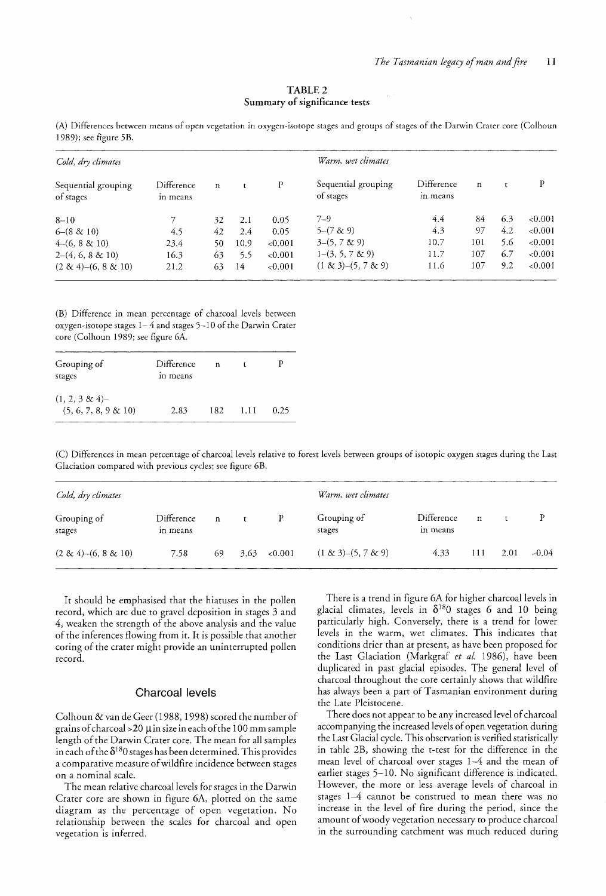### TABLE 2
### Summary of significance tests

(A) Differences between means of open vegetation in oxygen-isotope stages and groups of stages of the Darwin Crater core (Colhoun 1989); see figure 5B.

| *Cold, dry climates* | | | | | *Warm, wet climates* | | | | |
|---|---|---|---|---|---|---|---|---|---|
| Sequential grouping of stages | Difference in means | n | t | P | Sequential grouping of stages | Difference in means | n | t | P |
| 8–10 | 7 | 32 | 2.1 | 0.05 | 7–9 | 4.4 | 84 | 6.3 | <0.001 |
| 6–(8 & 10) | 4.5 | 42 | 2.4 | 0.05 | 5–(7 & 9) | 4.3 | 97 | 4.2 | <0.001 |
| 4–(6, 8 & 10) | 23.4 | 50 | 10.9 | <0.001 | 3–(5, 7 & 9) | 10.7 | 101 | 5.6 | <0.001 |
| 2–(4, 6, 8 & 10) | 16.3 | 63 | 5.5 | <0.001 | 1–(3, 5, 7 & 9) | 11.7 | 107 | 6.7 | <0.001 |
| (2 & 4)–(6, 8 & 10) | 21.2 | 63 | 14 | <0.001 | (1 & 3)–(5, 7 & 9) | 11.6 | 107 | 9.2 | <0.001 |

(B) Difference in mean percentage of charcoal levels between oxygen-isotope stages 1–4 and stages 5–10 of the Darwin Crater core (Colhoun 1989; see figure 6A.

| Grouping of stages | Difference in means | n | t | P |
|---|---|---|---|---|
| (1, 2, 3 & 4)–(5, 6, 7, 8, 9 & 10) | 2.83 | 182 | 1.11 | 0.25 |

(C) Differences in mean percentage of charcoal levels relative to forest levels between groups of isotopic oxygen stages during the Last Glaciation compared with previous cycles; see figure 6B.

| *Cold, dry climates* | | | | | *Warm, wet climates* | | | | |
|---|---|---|---|---|---|---|---|---|---|
| Grouping of stages | Difference in means | n | t | P | Grouping of stages | Difference in means | n | t | P |
| (2 & 4)–(6, 8 & 10) | 7.58 | 69 | 3.63 | <0.001 | (1 & 3)–(5, 7 & 9) | 4.33 | 111 | 2.01 | ~0.04 |

It should be emphasised that the hiatuses in the pollen record, which are due to gravel deposition in stages 3 and 4, weaken the strength of the above analysis and the value of the inferences flowing from it. It is possible that another coring of the crater might provide an uninterrupted pollen record.

## Charcoal levels

Colhoun & van de Geer (1988, 1998) scored the number of grains of charcoal >20 μm in size in each of the 100 mm sample length of the Darwin Crater core. The mean for all samples in each of the $\delta^{18}O$ stages has been determined. This provides a comparative measure of wildfire incidence between stages on a nominal scale.

The mean relative charcoal levels for stages in the Darwin Crater core are shown in figure 6A, plotted on the same diagram as the percentage of open vegetation. No relationship between the scales for charcoal and open vegetation is inferred.

There is a trend in figure 6A for higher charcoal levels in glacial climates, levels in $\delta^{18}O$ stages 6 and 10 being particularly high. Conversely, there is a trend for lower levels in the warm, wet climates. This indicates that conditions drier than at present, as have been proposed for the Last Glaciation (Markgraf *et al.* 1986), have been duplicated in past glacial episodes. The general level of charcoal throughout the core certainly shows that wildfire has always been a part of Tasmanian environment during the Late Pleistocene.

There does not appear to be any increased level of charcoal accompanying the increased levels of open vegetation during the Last Glacial cycle. This observation is verified statistically in table 2B, showing the t-test for the difference in the mean level of charcoal over stages 1–4 and the mean of earlier stages 5–10. No significant difference is indicated. However, the more or less average levels of charcoal in stages 1–4 cannot be construed to mean there was no increase in the level of fire during the period, since the amount of woody vegetation necessary to produce charcoal in the surrounding catchment was much reduced during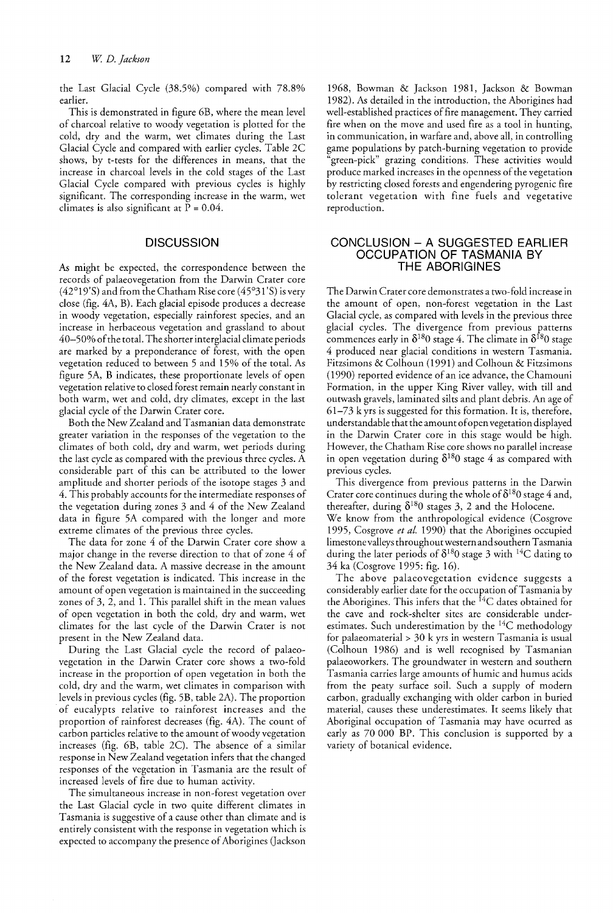the Last Glacial Cycle (38.5%) compared with 78.8% earlier.

This is demonstrated in figure 6B, where the mean level of charcoal relative to woody vegetation is plotted for the cold, dry and the warm, wet climates during the Last Glacial Cycle and compared with earlier cycles. Table 2C shows, by t-tests for the differences in means, that the increase in charcoal levels in the cold stages of the Last Glacial Cycle compared with previous cycles is highly significant. The corresponding increase in the warm, wet climates is also significant at $P = 0.04$.

## DISCUSSION

As might be expected, the correspondence between the records of palaeovegetation from the Darwin Crater core (42°19'S) and from the Chatham Rise core (45°31'S) is very close (fig. 4A, B). Each glacial episode produces a decrease in woody vegetation, especially rainforest species, and an increase in herbaceous vegetation and grassland to about 40–50% of the total. The shorter interglacial climate periods are marked by a preponderance of forest, with the open vegetation reduced to between 5 and 15% of the total. As figure 5A, B indicates, these proportionate levels of open vegetation relative to closed forest remain nearly constant in both warm, wet and cold, dry climates, except in the last glacial cycle of the Darwin Crater core.

Both the New Zealand and Tasmanian data demonstrate greater variation in the responses of the vegetation to the climates of both cold, dry and warm, wet periods during the last cycle as compared with the previous three cycles. A considerable part of this can be attributed to the lower amplitude and shorter periods of the isotope stages 3 and 4. This probably accounts for the intermediate responses of the vegetation during zones 3 and 4 of the New Zealand data in figure 5A compared with the longer and more extreme climates of the previous three cycles.

The data for zone 4 of the Darwin Crater core show a major change in the reverse direction to that of zone 4 of the New Zealand data. A massive decrease in the amount of the forest vegetation is indicated. This increase in the amount of open vegetation is maintained in the succeeding zones of 3, 2, and 1. This parallel shift in the mean values of open vegetation in both the cold, dry and warm, wet climates for the last cycle of the Darwin Crater is not present in the New Zealand data.

During the Last Glacial cycle the record of palaeovegetation in the Darwin Crater core shows a two-fold increase in the proportion of open vegetation in both the cold, dry and the warm, wet climates in comparison with levels in previous cycles (fig. 5B, table 2A). The proportion of eucalypts relative to rainforest increases and the proportion of rainforest decreases (fig. 4A). The count of carbon particles relative to the amount of woody vegetation increases (fig. 6B, table 2C). The absence of a similar response in New Zealand vegetation infers that the changed responses of the vegetation in Tasmania are the result of increased levels of fire due to human activity.

The simultaneous increase in non-forest vegetation over the Last Glacial cycle in two quite different climates in Tasmania is suggestive of a cause other than climate and is entirely consistent with the response in vegetation which is expected to accompany the presence of Aborigines (Jackson 1968, Bowman & Jackson 1981, Jackson & Bowman 1982). As detailed in the introduction, the Aborigines had well-established practices of fire management. They carried fire when on the move and used fire as a tool in hunting, in communication, in warfare and, above all, in controlling game populations by patch-burning vegetation to provide "green-pick" grazing conditions. These activities would produce marked increases in the openness of the vegetation by restricting closed forests and engendering pyrogenic fire tolerant vegetation with fine fuels and vegetative reproduction.

## CONCLUSION – A SUGGESTED EARLIER OCCUPATION OF TASMANIA BY THE ABORIGINES

The Darwin Crater core demonstrates a two-fold increase in the amount of open, non-forest vegetation in the Last Glacial cycle, as compared with levels in the previous three glacial cycles. The divergence from previous patterns commences early in $\delta^{18}$O stage 4. The climate in $\delta^{18}$O stage 4 produced near glacial conditions in western Tasmania. Fitzsimons & Colhoun (1991) and Colhoun & Fitzsimons (1990) reported evidence of an ice advance, the Chamouni Formation, in the upper King River valley, with till and outwash gravels, laminated silts and plant debris. An age of 61–73 k yrs is suggested for this formation. It is, therefore, understandable that the amount of open vegetation displayed in the Darwin Crater core in this stage would be high. However, the Chatham Rise core shows no parallel increase in open vegetation during $\delta^{18}$O stage 4 as compared with previous cycles.

This divergence from previous patterns in the Darwin Crater core continues during the whole of $\delta^{18}$O stage 4 and, thereafter, during $\delta^{18}$O stages 3, 2 and the Holocene.

We know from the anthropological evidence (Cosgrove 1995, Cosgrove *et al.* 1990) that the Aborigines occupied limestone valleys throughout western and southern Tasmania during the later periods of $\delta^{18}$O stage 3 with $^{14}$C dating to 34 ka (Cosgrove 1995: fig. 16).

The above palaeovegetation evidence suggests a considerably earlier date for the occupation of Tasmania by the Aborigines. This infers that the $^{14}$C dates obtained for the cave and rock-shelter sites are considerable underestimates. Such underestimation by the $^{14}$C methodology for palaeomaterial > 30 k yrs in western Tasmania is usual (Colhoun 1986) and is well recognised by Tasmanian palaeoworkers. The groundwater in western and southern Tasmania carries large amounts of humic and humus acids from the peaty surface soil. Such a supply of modern carbon, gradually exchanging with older carbon in buried material, causes these underestimates. It seems likely that Aboriginal occupation of Tasmania may have ocurred as early as 70 000 BP. This conclusion is supported by a variety of botanical evidence.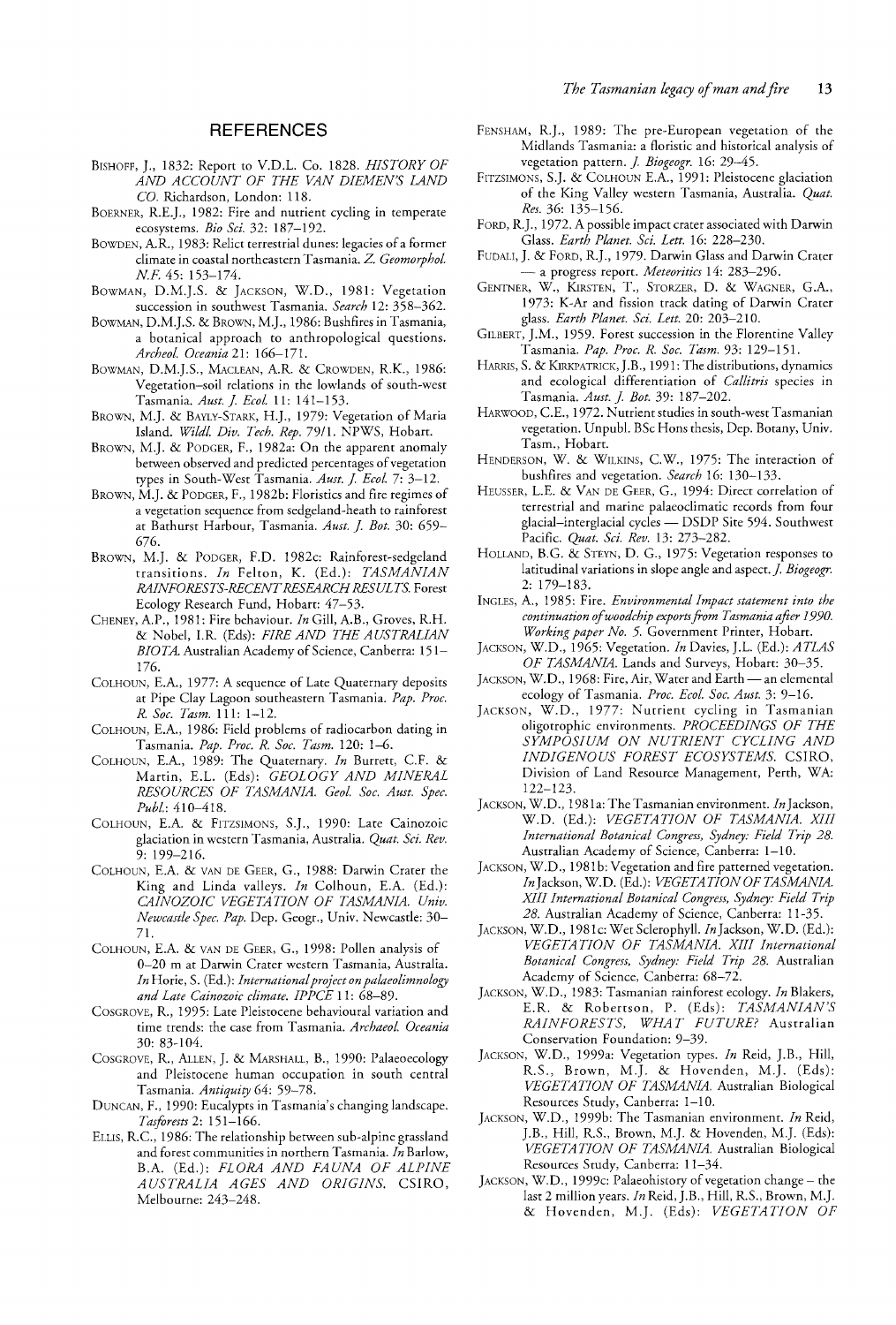## REFERENCES

BISHOFF, J., 1832: Report to V.D.L. Co. 1828. *HISTORY OF AND ACCOUNT OF THE VAN DIEMEN'S LAND CO.* Richardson, London: 118.

BOERNER, R.E.J., 1982: Fire and nutrient cycling in temperate ecosystems. *Bio Sci.* 32: 187–192.

BOWDEN, A.R., 1983: Relict terrestrial dunes: legacies of a former climate in coastal northeastern Tasmania. *Z. Geomorphol. N.F.* 45: 153–174.

BOWMAN, D.M.J.S. & JACKSON, W.D., 1981: Vegetation succession in southwest Tasmania. *Search* 12: 358–362.

BOWMAN, D.M.J.S. & BROWN, M.J., 1986: Bushfires in Tasmania, a botanical approach to anthropological questions. *Archeol. Oceania* 21: 166–171.

BOWMAN, D.M.J.S., MACLEAN, A.R. & CROWDEN, R.K., 1986: Vegetation–soil relations in the lowlands of south-west Tasmania. *Aust. J. Ecol.* 11: 141–153.

BROWN, M.J. & BAYLY-STARK, H.J., 1979: Vegetation of Maria Island. *Wildl. Div. Tech. Rep.* 79/1. NPWS, Hobart.

BROWN, M.J. & PODGER, F., 1982a: On the apparent anomaly between observed and predicted percentages of vegetation types in South-West Tasmania. *Aust. J. Ecol.* 7: 3–12.

BROWN, M.J. & PODGER, F., 1982b: Floristics and fire regimes of a vegetation sequence from sedgeland-heath to rainforest at Bathurst Harbour, Tasmania. *Aust. J. Bot.* 30: 659–676.

BROWN, M.J. & PODGER, F.D. 1982c: Rainforest-sedgeland transitions. *In* Felton, K. (Ed.): *TASMANIAN RAINFORESTS-RECENT RESEARCH RESULTS.* Forest Ecology Research Fund, Hobart: 47–53.

CHENEY, A.P., 1981: Fire behaviour. *In* Gill, A.B., Groves, R.H. & Nobel, I.R. (Eds): *FIRE AND THE AUSTRALIAN BIOTA.* Australian Academy of Science, Canberra: 151–176.

COLHOUN, E.A., 1977: A sequence of Late Quaternary deposits at Pipe Clay Lagoon southeastern Tasmania. *Pap. Proc. R. Soc. Tasm.* 111: 1–12.

COLHOUN, E.A., 1986: Field problems of radiocarbon dating in Tasmania. *Pap. Proc. R. Soc. Tasm.* 120: 1–6.

COLHOUN, E.A., 1989: The Quaternary. *In* Burrett, C.F. & Martin, E.L. (Eds): *GEOLOGY AND MINERAL RESOURCES OF TASMANIA. Geol. Soc. Aust. Spec. Publ.*: 410–418.

COLHOUN, E.A. & FITZSIMONS, S.J., 1990: Late Cainozoic glaciation in western Tasmania, Australia. *Quat. Sci. Rev.* 9: 199–216.

COLHOUN, E.A. & VAN DE GEER, G., 1988: Darwin Crater the King and Linda valleys. *In* Colhoun, E.A. (Ed.): *CAINOZOIC VEGETATION OF TASMANIA. Univ. Newcastle Spec. Pap.* Dep. Geogr., Univ. Newcastle: 30–71.

COLHOUN, E.A. & VAN DE GEER, G., 1998: Pollen analysis of 0–20 m at Darwin Crater western Tasmania, Australia. *In* Horie, S. (Ed.): *International project on palaeolimnology and Late Cainozoic climate. IPPCE* 11: 68–89.

COSGROVE, R., 1995: Late Pleistocene behavioural variation and time trends: the case from Tasmania. *Archaeol. Oceania* 30: 83–104.

COSGROVE, R., ALLEN, J. & MARSHALL, B., 1990: Palaeoecology and Pleistocene human occupation in south central Tasmania. *Antiquity* 64: 59–78.

DUNCAN, F., 1990: Eucalypts in Tasmania's changing landscape. *Tasforests* 2: 151–166.

ELLIS, R.C., 1986: The relationship between sub-alpine grassland and forest communities in northern Tasmania. *In* Barlow, B.A. (Ed.): *FLORA AND FAUNA OF ALPINE AUSTRALIA AGES AND ORIGINS.* CSIRO, Melbourne: 243–248.

FENSHAM, R.J., 1989: The pre-European vegetation of the Midlands Tasmania: a floristic and historical analysis of vegetation pattern. *J. Biogeogr.* 16: 29–45.

FITZSIMONS, S.J. & COLHOUN E.A., 1991: Pleistocene glaciation of the King Valley western Tasmania, Australia. *Quat. Res.* 36: 135–156.

FORD, R.J., 1972. A possible impact crater associated with Darwin Glass. *Earth Planet. Sci. Lett.* 16: 228–230.

FUDALI, J. & FORD, R.J., 1979. Darwin Glass and Darwin Crater — a progress report. *Meteoritics* 14: 283–296.

GENTNER, W., KIRSTEN, T., STORZER, D. & WAGNER, G.A., 1973: K-Ar and fission track dating of Darwin Crater glass. *Earth Planet. Sci. Lett.* 20: 203–210.

GILBERT, J.M., 1959. Forest succession in the Florentine Valley Tasmania. *Pap. Proc. R. Soc. Tasm.* 93: 129–151.

HARRIS, S. & KIRKPATRICK, J.B., 1991: The distributions, dynamics and ecological differentiation of *Callitris* species in Tasmania. *Aust. J. Bot.* 39: 187–202.

HARWOOD, C.E., 1972. Nutrient studies in south-west Tasmanian vegetation. Unpubl. BSc Hons thesis, Dep. Botany, Univ. Tasm., Hobart.

HENDERSON, W. & WILKINS, C.W., 1975: The interaction of bushfires and vegetation. *Search* 16: 130–133.

HEUSSER, L.E. & VAN DE GEER, G., 1994: Direct correlation of terrestrial and marine palaeoclimatic records from four glacial–interglacial cycles — DSDP Site 594. Southwest Pacific. *Quat. Sci. Rev.* 13: 273–282.

HOLLAND, B.G. & STEYN, D. G., 1975: Vegetation responses to latitudinal variations in slope angle and aspect. *J. Biogeogr.* 2: 179–183.

INGLES, A., 1985: Fire. *Environmental Impact statement into the continuation of woodchip exports from Tasmania after 1990. Working paper No. 5.* Government Printer, Hobart.

JACKSON, W.D., 1965: Vegetation. *In* Davies, J.L. (Ed.): *ATLAS OF TASMANIA.* Lands and Surveys, Hobart: 30–35.

JACKSON, W.D., 1968: Fire, Air, Water and Earth — an elemental ecology of Tasmania. *Proc. Ecol. Soc. Aust.* 3: 9–16.

JACKSON, W.D., 1977: Nutrient cycling in Tasmanian oligotrophic environments. *PROCEEDINGS OF THE SYMPOSIUM ON NUTRIENT CYCLING AND INDIGENOUS FOREST ECOSYSTEMS.* CSIRO, Division of Land Resource Management, Perth, WA: 122–123.

JACKSON, W.D., 1981a: The Tasmanian environment. *In* Jackson, W.D. (Ed.): *VEGETATION OF TASMANIA. XIII International Botanical Congress, Sydney: Field Trip 28.* Australian Academy of Science, Canberra: 1–10.

JACKSON, W.D., 1981b: Vegetation and fire patterned vegetation. *In* Jackson, W.D. (Ed.): *VEGETATION OF TASMANIA. XIII International Botanical Congress, Sydney: Field Trip 28.* Australian Academy of Science, Canberra: 11–35.

JACKSON, W.D., 1981c: Wet Sclerophyll. *In* Jackson, W.D. (Ed.): *VEGETATION OF TASMANIA. XIII International Botanical Congress, Sydney: Field Trip 28.* Australian Academy of Science, Canberra: 68–72.

JACKSON, W.D., 1983: Tasmanian rainforest ecology. *In* Blakers, E.R. & Robertson, P. (Eds): *TASMANIAN'S RAINFORESTS, WHAT FUTURE?* Australian Conservation Foundation: 9–39.

JACKSON, W.D., 1999a: Vegetation types. *In* Reid, J.B., Hill, R.S., Brown, M.J. & Hovenden, M.J. (Eds): *VEGETATION OF TASMANIA.* Australian Biological Resources Study, Canberra: 1–10.

JACKSON, W.D., 1999b: The Tasmanian environment. *In* Reid, J.B., Hill, R.S., Brown, M.J. & Hovenden, M.J. (Eds): *VEGETATION OF TASMANIA.* Australian Biological Resources Study, Canberra: 11–34.

JACKSON, W.D., 1999c: Palaeohistory of vegetation change – the last 2 million years. *In* Reid, J.B., Hill, R.S., Brown, M.J. & Hovenden, M.J. (Eds): *VEGETATION OF*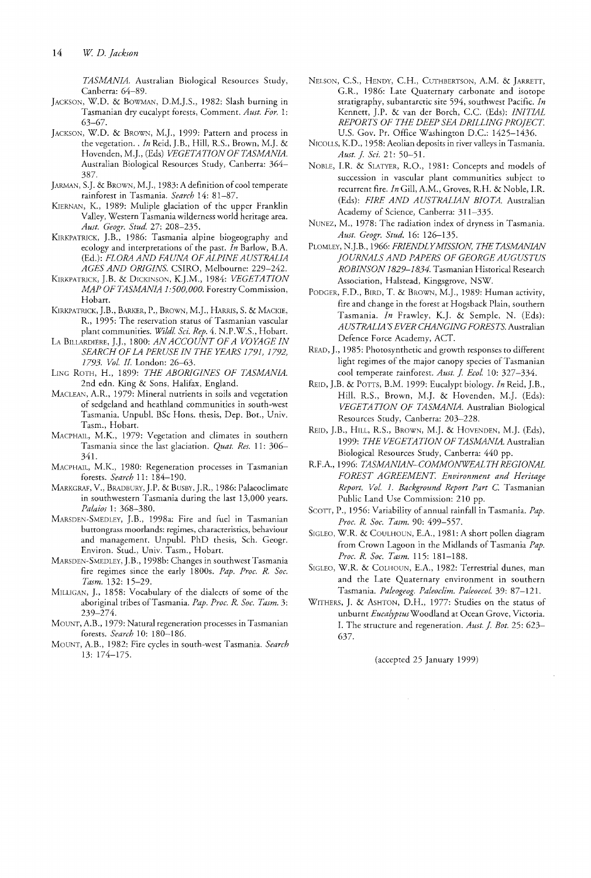*TASMANIA*. Australian Biological Resources Study, Canberra: 64–89.

JACKSON, W.D. & BOWMAN, D.M.J.S., 1982: Slash burning in Tasmanian dry eucalypt forests, Comment. *Aust. For.* 1: 63–67.

JACKSON, W.D. & BROWN, M.J., 1999: Pattern and process in the vegetation. . *In* Reid, J.B., Hill, R.S., Brown, M.J. & Hovenden, M.J., (Eds) *VEGETATION OF TASMANIA*. Australian Biological Resources Study, Canberra: 364–387.

JARMAN, S.J. & BROWN, M.J., 1983: A definition of cool temperate rainforest in Tasmania. *Search* 14: 81–87.

KIERNAN, K., 1989: Muliple glaciation of the upper Franklin Valley, Western Tasmania wilderness world heritage area. *Aust. Geogr. Stud.* 27: 208–235.

KIRKPATRICK, J.B., 1986: Tasmania alpine biogeography and ecology and interpretations of the past. *In* Barlow, B.A. (Ed.): *FLORA AND FAUNA OF ALPINE AUSTRALIA AGES AND ORIGINS*. CSIRO, Melbourne: 229–242.

KIRKPATRICK, J.B. & DICKINSON, K.J.M., 1984: *VEGETATION MAP OF TASMANIA 1:500,000*. Forestry Commission, Hobart.

KIRKPATRICK, J.B., BARKER, P., BROWN, M.J., HARRIS, S. & MACKIE, R., 1995: The reservation status of Tasmanian vascular plant communities. *Wildl. Sci. Rep.* 4. N.P.W.S., Hobart.

LA BILLARDIERE, J.J., 1800: *AN ACCOUNT OF A VOYAGE IN SEARCH OF LA PERUSE IN THE YEARS 1791, 1792, 1793. Vol. II.* London: 26–63.

LING ROTH, H., 1899: *THE ABORIGINES OF TASMANIA*. 2nd edn. King & Sons, Halifax, England.

MACLEAN, A.R., 1979: Mineral nutrients in soils and vegetation of sedgeland and heathland communities in south-west Tasmania. Unpubl. BSc Hons. thesis, Dep. Bot., Univ. Tasm., Hobart.

MACPHAIL, M.K., 1979: Vegetation and climates in southern Tasmania since the last glaciation. *Quat. Res.* 11: 306–341.

MACPHAIL, M.K., 1980: Regeneration processes in Tasmanian forests. *Search* 11: 184–190.

MARKGRAF, V., BRADBURY, J.P. & BUSBY, J.R., 1986: Palaeoclimate in southwestern Tasmania during the last 13,000 years. *Palaios* 1: 368–380.

MARSDEN-SMEDLEY, J.B., 1998a: Fire and fuel in Tasmanian buttongrass moorlands: regimes, characteristics, behaviour and management. Unpubl. PhD thesis, Sch. Geogr. Environ. Stud., Univ. Tasm., Hobart.

MARSDEN-SMEDLEY, J.B., 1998b: Changes in southwest Tasmania fire regimes since the early 1800s. *Pap. Proc. R. Soc. Tasm.* 132: 15–29.

MILLIGAN, J., 1858: Vocabulary of the dialects of some of the aboriginal tribes of Tasmania. *Pap. Proc. R. Soc. Tasm.* 3: 239–274.

MOUNT, A.B., 1979: Natural regeneration processes in Tasmanian forests. *Search* 10: 180–186.

MOUNT, A.B., 1982: Fire cycles in south-west Tasmania. *Search* 13: 174–175.

NELSON, C.S., HENDY, C.H., CUTHBERTSON, A.M. & JARRETT, G.R., 1986: Late Quaternary carbonate and isotope stratigraphy, subantarctic site 594, southwest Pacific. *In* Kennett, J.P. & van der Borch, C.C. (Eds): *INITIAL REPORTS OF THE DEEP SEA DRILLING PROJECT*. U.S. Gov. Pr. Office Washington D.C.: 1425–1436.

NICOLLS, K.D., 1958: Aeolian deposits in river valleys in Tasmania. *Aust. J. Sci.* 21: 50–51.

NOBLE, I.R. & SLATYER, R.O., 1981: Concepts and models of succession in vascular plant communities subject to recurrent fire. *In* Gill, A.M., Groves, R.H. & Noble, I.R. (Eds): *FIRE AND AUSTRALIAN BIOTA*. Australian Academy of Science, Canberra: 311–335.

NUNEZ, M., 1978: The radiation index of dryness in Tasmania. *Aust. Geogr. Stud.* 16: 126–135.

PLOMLEY, N.J.B., 1966: *FRIENDLY MISSION, THE TASMANIAN JOURNALS AND PAPERS OF GEORGE AUGUSTUS ROBINSON 1829–1834*. Tasmanian Historical Research Association, Halstead, Kingsgrove, NSW.

PODGER, F.D., BIRD, T. & BROWN, M.J., 1989: Human activity, fire and change in the forest at Hogsback Plain, southern Tasmania. *In* Frawley, K.J. & Semple, N. (Eds): *AUSTRALIA'S EVER CHANGING FORESTS*. Australian Defence Force Academy, ACT.

READ, J., 1985: Photosynthetic and growth responses to different light regimes of the major canopy species of Tasmanian cool temperate rainforest. *Aust. J. Ecol.* 10: 327–334.

REID, J.B. & POTTS, B.M. 1999: Eucalypt biology. *In* Reid, J.B., Hill, R.S., Brown, M.J. & Hovenden, M.J. (Eds): *VEGETATION OF TASMANIA*. Australian Biological Resources Study, Canberra: 203–228.

REID, J.B., HILL, R.S., BROWN, M.J. & HOVENDEN, M.J. (Eds), 1999: *THE VEGETATION OF TASMANIA*. Australian Biological Resources Study, Canberra: 440 pp.

R.F.A., 1996: *TASMANIAN–COMMONWEALTH REGIONAL FOREST AGREEMENT. Environment and Heritage Report, Vol. 1. Background Report Part C.* Tasmanian Public Land Use Commission: 210 pp.

SCOTT, P., 1956: Variability of annual rainfall in Tasmania. *Pap. Proc. R. Soc. Tasm.* 90: 499–557.

SIGLEO, W.R. & COULHOUN, E.A., 1981: A short pollen diagram from Crown Lagoon in the Midlands of Tasmania *Pap. Proc. R. Soc. Tasm.* 115: 181–188.

SIGLEO, W.R. & COLHOUN, E.A., 1982: Terrestrial dunes, man and the Late Quaternary environment in southern Tasmania. *Paleogeog. Paleoclim. Paleoecol.* 39: 87–121.

WITHERS, J. & ASHTON, D.H., 1977: Studies on the status of unburnt *Eucalyptus* Woodland at Ocean Grove, Victoria. I. The structure and regeneration. *Aust. J. Bot.* 25: 623–637.

(accepted 25 January 1999)